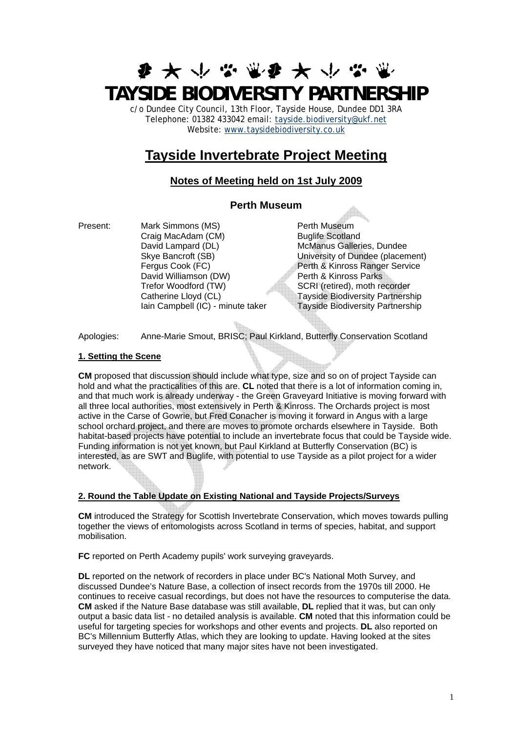# TAYSIDE BIODIVERSITY PARTNERSHIP

c/o Dundee City Council, 13th Floor, Tayside House, Dundee DD1 3RA
Telephone: 01382 433042 email: tayside.biodiversity@ukf.net
Website: www.taysidebiodiversity.co.uk

# Tayside Invertebrate Project Meeting

## Notes of Meeting held on 1st July 2009

### Perth Museum

| Present: | | |
|---|---|---|
| | Mark Simmons (MS) | Perth Museum |
| | Craig MacAdam (CM) | Buglife Scotland |
| | David Lampard (DL) | McManus Galleries, Dundee |
| | Skye Bancroft (SB) | University of Dundee (placement) |
| | Fergus Cook (FC) | Perth & Kinross Ranger Service |
| | David Williamson (DW) | Perth & Kinross Parks |
| | Trefor Woodford (TW) | SCRI (retired), moth recorder |
| | Catherine Lloyd (CL) | Tayside Biodiversity Partnership |
| | Iain Campbell (IC) - minute taker | Tayside Biodiversity Partnership |

Apologies: Anne-Marie Smout, BRISC; Paul Kirkland, Butterfly Conservation Scotland

**1. Setting the Scene**

**CM** proposed that discussion should include what type, size and so on of project Tayside can hold and what the practicalities of this are. **CL** noted that there is a lot of information coming in, and that much work is already underway - the Green Graveyard Initiative is moving forward with all three local authorities, most extensively in Perth & Kinross. The Orchards project is most active in the Carse of Gowrie, but Fred Conacher is moving it forward in Angus with a large school orchard project, and there are moves to promote orchards elsewhere in Tayside. Both habitat-based projects have potential to include an invertebrate focus that could be Tayside wide. Funding information is not yet known, but Paul Kirkland at Butterfly Conservation (BC) is interested, as are SWT and Buglife, with potential to use Tayside as a pilot project for a wider network.

**2. Round the Table Update on Existing National and Tayside Projects/Surveys**

**CM** introduced the Strategy for Scottish Invertebrate Conservation, which moves towards pulling together the views of entomologists across Scotland in terms of species, habitat, and support mobilisation.

**FC** reported on Perth Academy pupils' work surveying graveyards.

**DL** reported on the network of recorders in place under BC's National Moth Survey, and discussed Dundee's Nature Base, a collection of insect records from the 1970s till 2000. He continues to receive casual recordings, but does not have the resources to computerise the data. **CM** asked if the Nature Base database was still available, **DL** replied that it was, but can only output a basic data list - no detailed analysis is available. **CM** noted that this information could be useful for targeting species for workshops and other events and projects. **DL** also reported on BC's Millennium Butterfly Atlas, which they are looking to update. Having looked at the sites surveyed they have noticed that many major sites have not been investigated.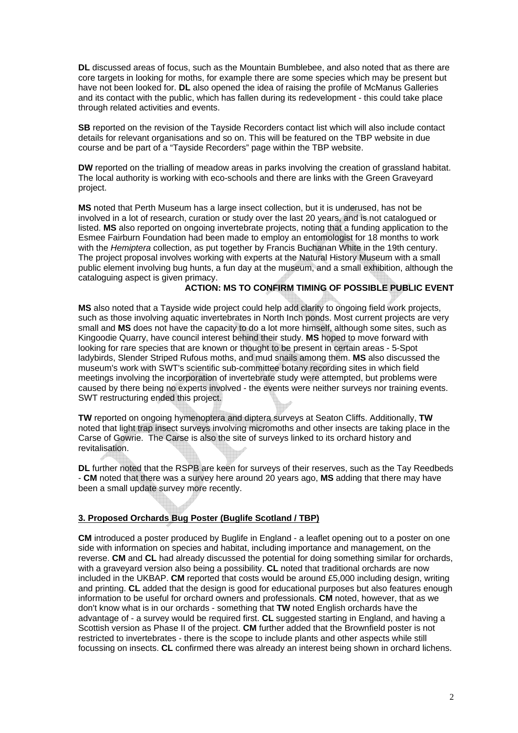**DL** discussed areas of focus, such as the Mountain Bumblebee, and also noted that as there are core targets in looking for moths, for example there are some species which may be present but have not been looked for. **DL** also opened the idea of raising the profile of McManus Galleries and its contact with the public, which has fallen during its redevelopment - this could take place through related activities and events.

**SB** reported on the revision of the Tayside Recorders contact list which will also include contact details for relevant organisations and so on. This will be featured on the TBP website in due course and be part of a "Tayside Recorders" page within the TBP website.

**DW** reported on the trialling of meadow areas in parks involving the creation of grassland habitat. The local authority is working with eco-schools and there are links with the Green Graveyard project.

**MS** noted that Perth Museum has a large insect collection, but it is underused, has not be involved in a lot of research, curation or study over the last 20 years, and is not catalogued or listed. **MS** also reported on ongoing invertebrate projects, noting that a funding application to the Esmee Fairburn Foundation had been made to employ an entomologist for 18 months to work with the *Hemiptera* collection, as put together by Francis Buchanan White in the 19th century. The project proposal involves working with experts at the Natural History Museum with a small public element involving bug hunts, a fun day at the museum, and a small exhibition, although the cataloguing aspect is given primacy.

**ACTION: MS TO CONFIRM TIMING OF POSSIBLE PUBLIC EVENT**

**MS** also noted that a Tayside wide project could help add clarity to ongoing field work projects, such as those involving aquatic invertebrates in North Inch ponds. Most current projects are very small and **MS** does not have the capacity to do a lot more himself, although some sites, such as Kingoodie Quarry, have council interest behind their study. **MS** hoped to move forward with looking for rare species that are known or thought to be present in certain areas - 5-Spot ladybirds, Slender Striped Rufous moths, and mud snails among them. **MS** also discussed the museum's work with SWT's scientific sub-committee botany recording sites in which field meetings involving the incorporation of invertebrate study were attempted, but problems were caused by there being no experts involved - the events were neither surveys nor training events. SWT restructuring ended this project.

**TW** reported on ongoing hymenoptera and diptera surveys at Seaton Cliffs. Additionally, **TW** noted that light trap insect surveys involving micromoths and other insects are taking place in the Carse of Gowrie. The Carse is also the site of surveys linked to its orchard history and revitalisation.

**DL** further noted that the RSPB are keen for surveys of their reserves, such as the Tay Reedbeds - **CM** noted that there was a survey here around 20 years ago, **MS** adding that there may have been a small update survey more recently.

## 3. Proposed Orchards Bug Poster (Buglife Scotland / TBP)

**CM** introduced a poster produced by Buglife in England - a leaflet opening out to a poster on one side with information on species and habitat, including importance and management, on the reverse. **CM** and **CL** had already discussed the potential for doing something similar for orchards, with a graveyard version also being a possibility. **CL** noted that traditional orchards are now included in the UKBAP. **CM** reported that costs would be around £5,000 including design, writing and printing. **CL** added that the design is good for educational purposes but also features enough information to be useful for orchard owners and professionals. **CM** noted, however, that as we don't know what is in our orchards - something that **TW** noted English orchards have the advantage of - a survey would be required first. **CL** suggested starting in England, and having a Scottish version as Phase II of the project. **CM** further added that the Brownfield poster is not restricted to invertebrates - there is the scope to include plants and other aspects while still focussing on insects. **CL** confirmed there was already an interest being shown in orchard lichens.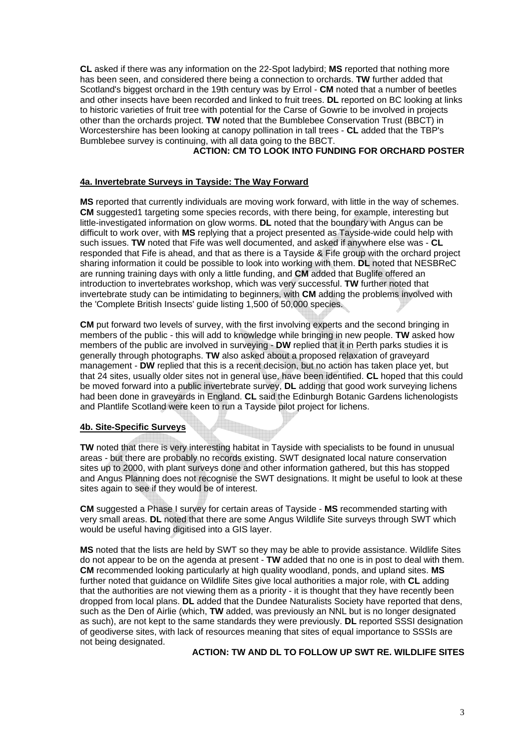**CL** asked if there was any information on the 22-Spot ladybird; **MS** reported that nothing more has been seen, and considered there being a connection to orchards. **TW** further added that Scotland's biggest orchard in the 19th century was by Errol - **CM** noted that a number of beetles and other insects have been recorded and linked to fruit trees. **DL** reported on BC looking at links to historic varieties of fruit tree with potential for the Carse of Gowrie to be involved in projects other than the orchards project. **TW** noted that the Bumblebee Conservation Trust (BBCT) in Worcestershire has been looking at canopy pollination in tall trees - **CL** added that the TBP's Bumblebee survey is continuing, with all data going to the BBCT.

**ACTION: CM TO LOOK INTO FUNDING FOR ORCHARD POSTER**

**4a. Invertebrate Surveys in Tayside: The Way Forward**

**MS** reported that currently individuals are moving work forward, with little in the way of schemes. **CM** suggested1 targeting some species records, with there being, for example, interesting but little-investigated information on glow worms. **DL** noted that the boundary with Angus can be difficult to work over, with **MS** replying that a project presented as Tayside-wide could help with such issues. **TW** noted that Fife was well documented, and asked if anywhere else was - **CL** responded that Fife is ahead, and that as there is a Tayside & Fife group with the orchard project sharing information it could be possible to look into working with them. **DL** noted that NESBReC are running training days with only a little funding, and **CM** added that Buglife offered an introduction to invertebrates workshop, which was very successful. **TW** further noted that invertebrate study can be intimidating to beginners, with **CM** adding the problems involved with the 'Complete British Insects' guide listing 1,500 of 50,000 species.

**CM** put forward two levels of survey, with the first involving experts and the second bringing in members of the public - this will add to knowledge while bringing in new people. **TW** asked how members of the public are involved in surveying - **DW** replied that it in Perth parks studies it is generally through photographs. **TW** also asked about a proposed relaxation of graveyard management - **DW** replied that this is a recent decision, but no action has taken place yet, but that 24 sites, usually older sites not in general use, have been identified. **CL** hoped that this could be moved forward into a public invertebrate survey, **DL** adding that good work surveying lichens had been done in graveyards in England. **CL** said the Edinburgh Botanic Gardens lichenologists and Plantlife Scotland were keen to run a Tayside pilot project for lichens.

**4b. Site-Specific Surveys**

**TW** noted that there is very interesting habitat in Tayside with specialists to be found in unusual areas - but there are probably no records existing. SWT designated local nature conservation sites up to 2000, with plant surveys done and other information gathered, but this has stopped and Angus Planning does not recognise the SWT designations. It might be useful to look at these sites again to see if they would be of interest.

**CM** suggested a Phase I survey for certain areas of Tayside - **MS** recommended starting with very small areas. **DL** noted that there are some Angus Wildlife Site surveys through SWT which would be useful having digitised into a GIS layer.

**MS** noted that the lists are held by SWT so they may be able to provide assistance. Wildlife Sites do not appear to be on the agenda at present - **TW** added that no one is in post to deal with them. **CM** recommended looking particularly at high quality woodland, ponds, and upland sites. **MS** further noted that guidance on Wildlife Sites give local authorities a major role, with **CL** adding that the authorities are not viewing them as a priority - it is thought that they have recently been dropped from local plans. **DL** added that the Dundee Naturalists Society have reported that dens, such as the Den of Airlie (which, **TW** added, was previously an NNL but is no longer designated as such), are not kept to the same standards they were previously. **DL** reported SSSI designation of geodiverse sites, with lack of resources meaning that sites of equal importance to SSSIs are not being designated.

**ACTION: TW AND DL TO FOLLOW UP SWT RE. WILDLIFE SITES**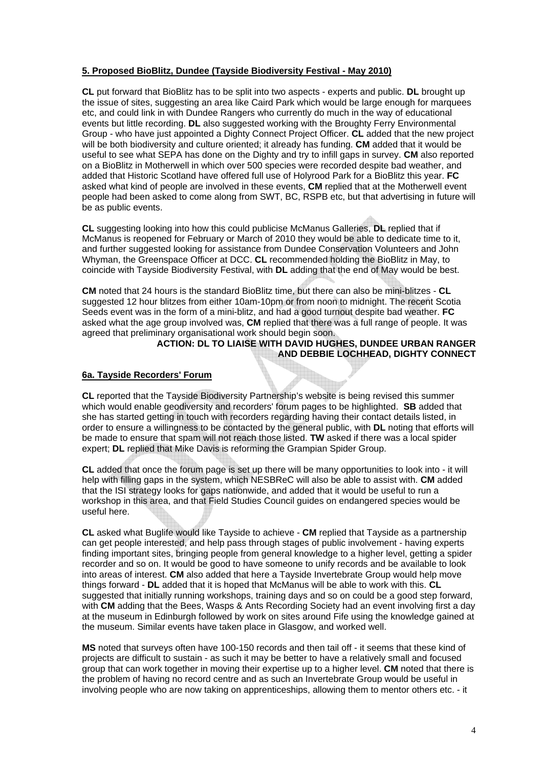**5. Proposed BioBlitz, Dundee (Tayside Biodiversity Festival - May 2010)**

**CL** put forward that BioBlitz has to be split into two aspects - experts and public. **DL** brought up the issue of sites, suggesting an area like Caird Park which would be large enough for marquees etc, and could link in with Dundee Rangers who currently do much in the way of educational events but little recording. **DL** also suggested working with the Broughty Ferry Environmental Group - who have just appointed a Dighty Connect Project Officer. **CL** added that the new project will be both biodiversity and culture oriented; it already has funding. **CM** added that it would be useful to see what SEPA has done on the Dighty and try to infill gaps in survey. **CM** also reported on a BioBlitz in Motherwell in which over 500 species were recorded despite bad weather, and added that Historic Scotland have offered full use of Holyrood Park for a BioBlitz this year. **FC** asked what kind of people are involved in these events, **CM** replied that at the Motherwell event people had been asked to come along from SWT, BC, RSPB etc, but that advertising in future will be as public events.

**CL** suggesting looking into how this could publicise McManus Galleries, **DL** replied that if McManus is reopened for February or March of 2010 they would be able to dedicate time to it, and further suggested looking for assistance from Dundee Conservation Volunteers and John Whyman, the Greenspace Officer at DCC. **CL** recommended holding the BioBlitz in May, to coincide with Tayside Biodiversity Festival, with **DL** adding that the end of May would be best.

**CM** noted that 24 hours is the standard BioBlitz time, but there can also be mini-blitzes - **CL** suggested 12 hour blitzes from either 10am-10pm or from noon to midnight. The recent Scotia Seeds event was in the form of a mini-blitz, and had a good turnout despite bad weather. **FC** asked what the age group involved was, **CM** replied that there was a full range of people. It was agreed that preliminary organisational work should begin soon.

**ACTION: DL TO LIAISE WITH DAVID HUGHES, DUNDEE URBAN RANGER AND DEBBIE LOCHHEAD, DIGHTY CONNECT**

**6a. Tayside Recorders' Forum**

**CL** reported that the Tayside Biodiversity Partnership's website is being revised this summer which would enable geodiversity and recorders' forum pages to be highlighted. **SB** added that she has started getting in touch with recorders regarding having their contact details listed, in order to ensure a willingness to be contacted by the general public, with **DL** noting that efforts will be made to ensure that spam will not reach those listed. **TW** asked if there was a local spider expert; **DL** replied that Mike Davis is reforming the Grampian Spider Group.

**CL** added that once the forum page is set up there will be many opportunities to look into - it will help with filling gaps in the system, which NESBReC will also be able to assist with. **CM** added that the ISI strategy looks for gaps nationwide, and added that it would be useful to run a workshop in this area, and that Field Studies Council guides on endangered species would be useful here.

**CL** asked what Buglife would like Tayside to achieve - **CM** replied that Tayside as a partnership can get people interested, and help pass through stages of public involvement - having experts finding important sites, bringing people from general knowledge to a higher level, getting a spider recorder and so on. It would be good to have someone to unify records and be available to look into areas of interest. **CM** also added that here a Tayside Invertebrate Group would help move things forward - **DL** added that it is hoped that McManus will be able to work with this. **CL** suggested that initially running workshops, training days and so on could be a good step forward, with **CM** adding that the Bees, Wasps & Ants Recording Society had an event involving first a day at the museum in Edinburgh followed by work on sites around Fife using the knowledge gained at the museum. Similar events have taken place in Glasgow, and worked well.

**MS** noted that surveys often have 100-150 records and then tail off - it seems that these kind of projects are difficult to sustain - as such it may be better to have a relatively small and focused group that can work together in moving their expertise up to a higher level. **CM** noted that there is the problem of having no record centre and as such an Invertebrate Group would be useful in involving people who are now taking on apprenticeships, allowing them to mentor others etc. - it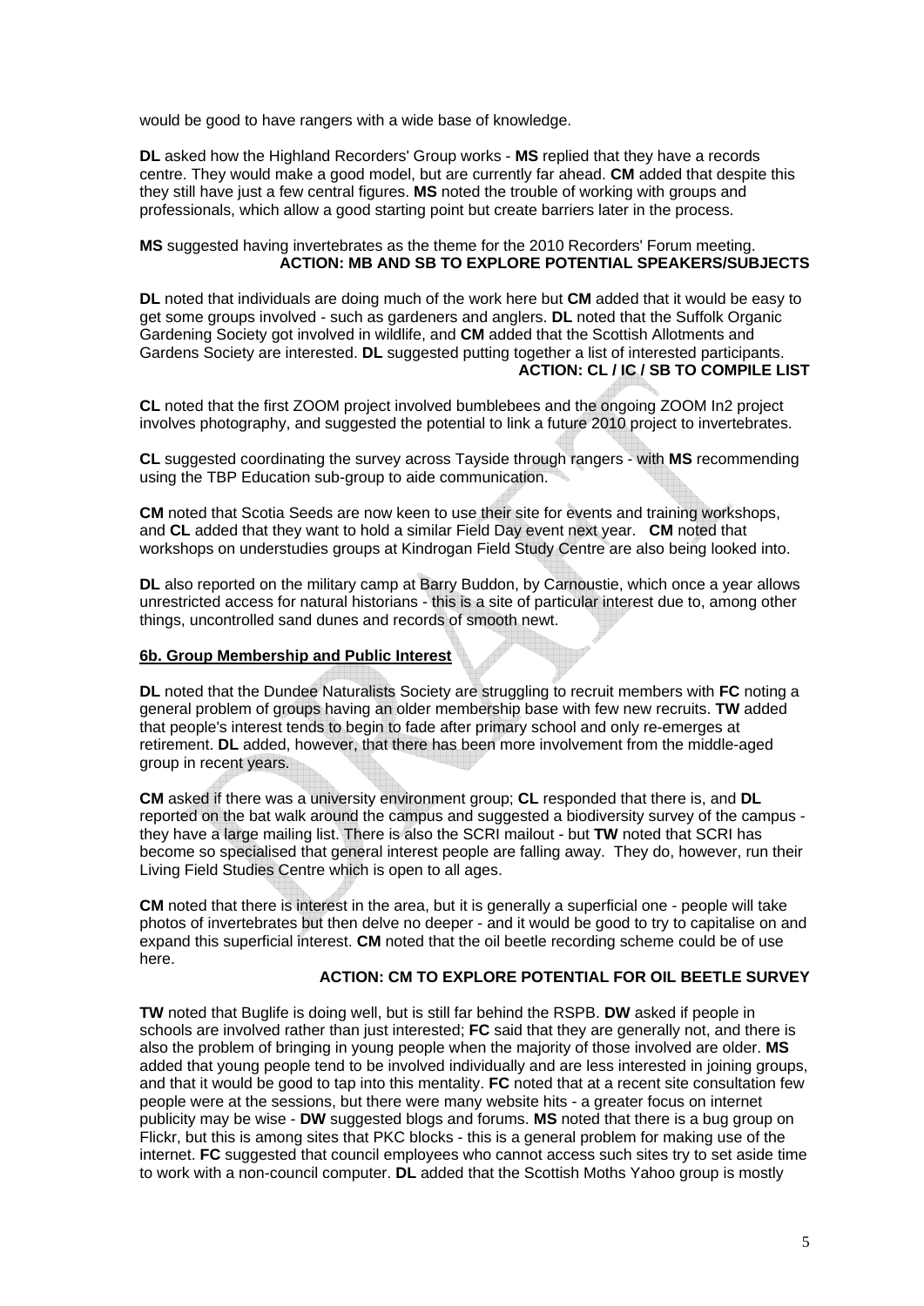would be good to have rangers with a wide base of knowledge.

**DL** asked how the Highland Recorders' Group works - **MS** replied that they have a records centre. They would make a good model, but are currently far ahead. **CM** added that despite this they still have just a few central figures. **MS** noted the trouble of working with groups and professionals, which allow a good starting point but create barriers later in the process.

**MS** suggested having invertebrates as the theme for the 2010 Recorders' Forum meeting.

**ACTION: MB AND SB TO EXPLORE POTENTIAL SPEAKERS/SUBJECTS**

**DL** noted that individuals are doing much of the work here but **CM** added that it would be easy to get some groups involved - such as gardeners and anglers. **DL** noted that the Suffolk Organic Gardening Society got involved in wildlife, and **CM** added that the Scottish Allotments and Gardens Society are interested. **DL** suggested putting together a list of interested participants.

**ACTION: CL / IC / SB TO COMPILE LIST**

**CL** noted that the first ZOOM project involved bumblebees and the ongoing ZOOM In2 project involves photography, and suggested the potential to link a future 2010 project to invertebrates.

**CL** suggested coordinating the survey across Tayside through rangers - with **MS** recommending using the TBP Education sub-group to aide communication.

**CM** noted that Scotia Seeds are now keen to use their site for events and training workshops, and **CL** added that they want to hold a similar Field Day event next year. **CM** noted that workshops on understudies groups at Kindrogan Field Study Centre are also being looked into.

**DL** also reported on the military camp at Barry Buddon, by Carnoustie, which once a year allows unrestricted access for natural historians - this is a site of particular interest due to, among other things, uncontrolled sand dunes and records of smooth newt.

**6b. Group Membership and Public Interest**

**DL** noted that the Dundee Naturalists Society are struggling to recruit members with **FC** noting a general problem of groups having an older membership base with few new recruits. **TW** added that people's interest tends to begin to fade after primary school and only re-emerges at retirement. **DL** added, however, that there has been more involvement from the middle-aged group in recent years.

**CM** asked if there was a university environment group; **CL** responded that there is, and **DL** reported on the bat walk around the campus and suggested a biodiversity survey of the campus - they have a large mailing list. There is also the SCRI mailout - but **TW** noted that SCRI has become so specialised that general interest people are falling away. They do, however, run their Living Field Studies Centre which is open to all ages.

**CM** noted that there is interest in the area, but it is generally a superficial one - people will take photos of invertebrates but then delve no deeper - and it would be good to try to capitalise on and expand this superficial interest. **CM** noted that the oil beetle recording scheme could be of use here.

**ACTION: CM TO EXPLORE POTENTIAL FOR OIL BEETLE SURVEY**

**TW** noted that Buglife is doing well, but is still far behind the RSPB. **DW** asked if people in schools are involved rather than just interested; **FC** said that they are generally not, and there is also the problem of bringing in young people when the majority of those involved are older. **MS** added that young people tend to be involved individually and are less interested in joining groups, and that it would be good to tap into this mentality. **FC** noted that at a recent site consultation few people were at the sessions, but there were many website hits - a greater focus on internet publicity may be wise - **DW** suggested blogs and forums. **MS** noted that there is a bug group on Flickr, but this is among sites that PKC blocks - this is a general problem for making use of the internet. **FC** suggested that council employees who cannot access such sites try to set aside time to work with a non-council computer. **DL** added that the Scottish Moths Yahoo group is mostly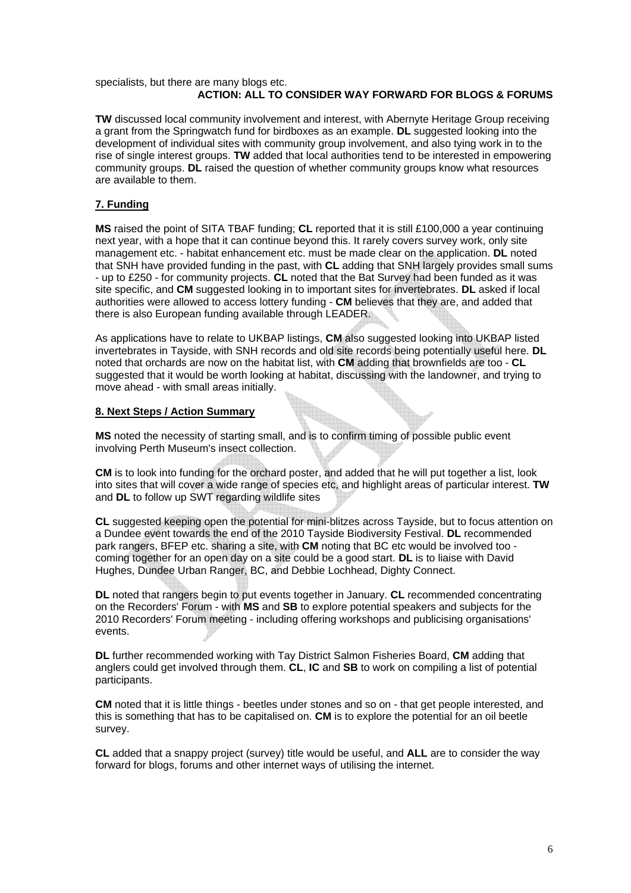specialists, but there are many blogs etc.

**ACTION: ALL TO CONSIDER WAY FORWARD FOR BLOGS & FORUMS**

**TW** discussed local community involvement and interest, with Abernyte Heritage Group receiving a grant from the Springwatch fund for birdboxes as an example. **DL** suggested looking into the development of individual sites with community group involvement, and also tying work in to the rise of single interest groups. **TW** added that local authorities tend to be interested in empowering community groups. **DL** raised the question of whether community groups know what resources are available to them.

## 7. Funding

**MS** raised the point of SITA TBAF funding; **CL** reported that it is still £100,000 a year continuing next year, with a hope that it can continue beyond this. It rarely covers survey work, only site management etc. - habitat enhancement etc. must be made clear on the application. **DL** noted that SNH have provided funding in the past, with **CL** adding that SNH largely provides small sums - up to £250 - for community projects. **CL** noted that the Bat Survey had been funded as it was site specific, and **CM** suggested looking in to important sites for invertebrates. **DL** asked if local authorities were allowed to access lottery funding - **CM** believes that they are, and added that there is also European funding available through LEADER.

As applications have to relate to UKBAP listings, **CM** also suggested looking into UKBAP listed invertebrates in Tayside, with SNH records and old site records being potentially useful here. **DL** noted that orchards are now on the habitat list, with **CM** adding that brownfields are too - **CL** suggested that it would be worth looking at habitat, discussing with the landowner, and trying to move ahead - with small areas initially.

## 8. Next Steps / Action Summary

**MS** noted the necessity of starting small, and is to confirm timing of possible public event involving Perth Museum's insect collection.

**CM** is to look into funding for the orchard poster, and added that he will put together a list, look into sites that will cover a wide range of species etc, and highlight areas of particular interest. **TW** and **DL** to follow up SWT regarding wildlife sites

**CL** suggested keeping open the potential for mini-blitzes across Tayside, but to focus attention on a Dundee event towards the end of the 2010 Tayside Biodiversity Festival. **DL** recommended park rangers, BFEP etc. sharing a site, with **CM** noting that BC etc would be involved too - coming together for an open day on a site could be a good start. **DL** is to liaise with David Hughes, Dundee Urban Ranger, BC, and Debbie Lochhead, Dighty Connect.

**DL** noted that rangers begin to put events together in January. **CL** recommended concentrating on the Recorders' Forum - with **MS** and **SB** to explore potential speakers and subjects for the 2010 Recorders' Forum meeting - including offering workshops and publicising organisations' events.

**DL** further recommended working with Tay District Salmon Fisheries Board, **CM** adding that anglers could get involved through them. **CL**, **IC** and **SB** to work on compiling a list of potential participants.

**CM** noted that it is little things - beetles under stones and so on - that get people interested, and this is something that has to be capitalised on. **CM** is to explore the potential for an oil beetle survey.

**CL** added that a snappy project (survey) title would be useful, and **ALL** are to consider the way forward for blogs, forums and other internet ways of utilising the internet.